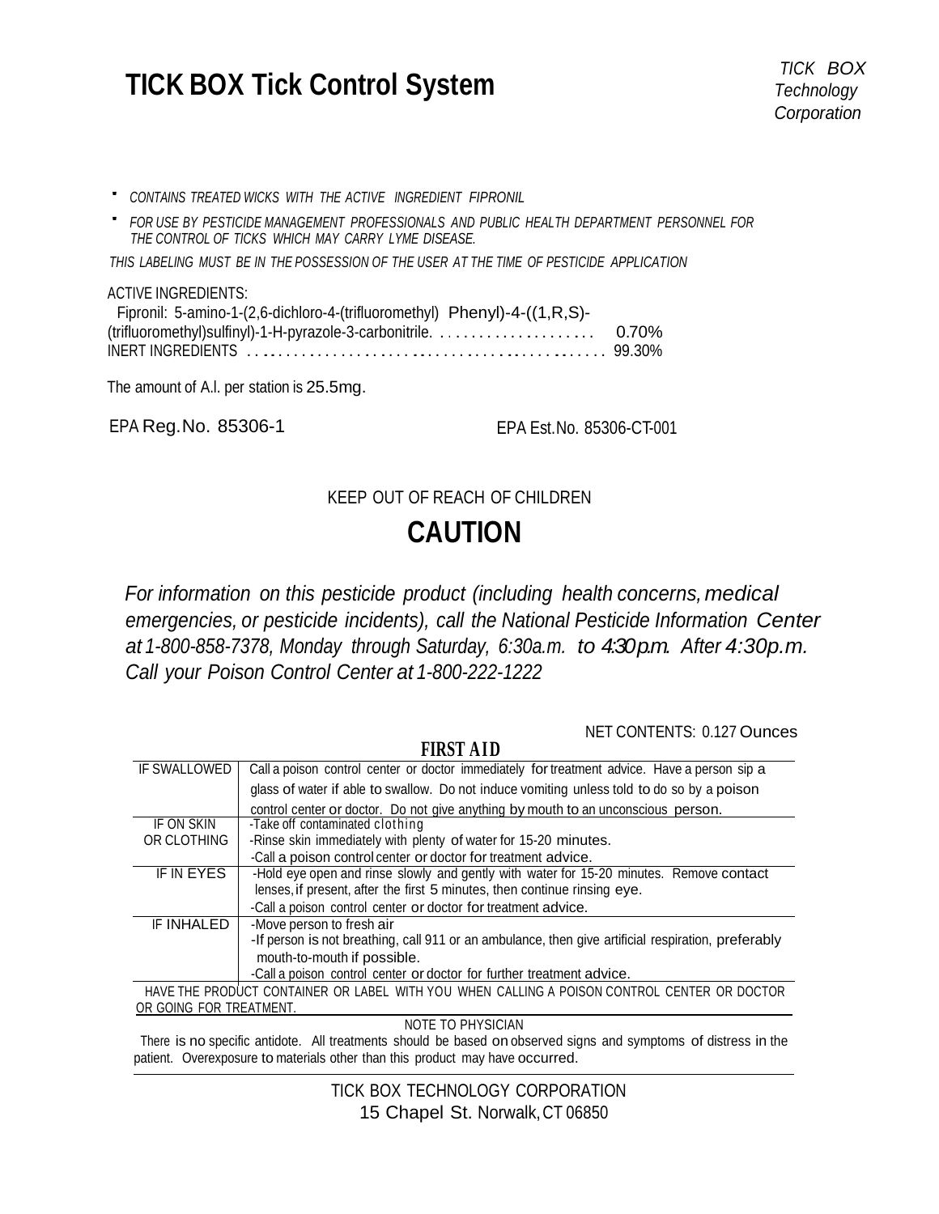# TICK BOX Tick Control System

*TICK BOX Technology Corporation*

- *CONTAINS TREATED WICKS WITH THE ACTIVE INGREDIENT FIPRONIL*
- *FOR USE BY PESTICIDE MANAGEMENT PROFESSIONALS AND PUBLIC HEALTH DEPARTMENT PERSONNEL FOR THE CONTROL OF TICKS WHICH MAY CARRY LYME DISEASE.*

*THIS LABELING MUST BE IN THE POSSESSION OF THE USER AT THE TIME OF PESTICIDE APPLICATION*

ACTIVE INGREDIENTS:
Fipronil: 5-amino-1-(2,6-dichloro-4-(trifluoromethyl) Phenyl)-4-((1,R,S)-(trifluoromethyl)sulfinyl)-1-H-pyrazole-3-carbonitrile. .................... 0.70%
INERT INGREDIENTS ............................................ 99.30%

The amount of A.I. per station is 25.5mg.

EPA Reg.No. 85306-1 EPA Est.No. 85306-CT-001

KEEP OUT OF REACH OF CHILDREN

## CAUTION

*For information on this pesticide product (including health concerns, medical emergencies, or pesticide incidents), call the National Pesticide Information Center at 1-800-858-7378, Monday through Saturday, 6:30a.m. to 4:30p.m. After 4:30p.m. Call your Poison Control Center at 1-800-222-1222*

NET CONTENTS: 0.127 Ounces

**FIRST AID**

| | |
|---|---|
| IF SWALLOWED | Call a poison control center or doctor immediately for treatment advice. Have a person sip a glass of water if able to swallow. Do not induce vomiting unless told to do so by a poison control center or doctor. Do not give anything by mouth to an unconscious person. |
| IF ON SKIN OR CLOTHING | -Take off contaminated clothing<br>-Rinse skin immediately with plenty of water for 15-20 minutes.<br>-Call a poison control center or doctor for treatment advice. |
| IF IN EYES | -Hold eye open and rinse slowly and gently with water for 15-20 minutes. Remove contact lenses, if present, after the first 5 minutes, then continue rinsing eye.<br>-Call a poison control center or doctor for treatment advice. |
| IF INHALED | -Move person to fresh air<br>-If person is not breathing, call 911 or an ambulance, then give artificial respiration, preferably mouth-to-mouth if possible.<br>-Call a poison control center or doctor for further treatment advice. |

HAVE THE PRODUCT CONTAINER OR LABEL WITH YOU WHEN CALLING A POISON CONTROL CENTER OR DOCTOR OR GOING FOR TREATMENT.

NOTE TO PHYSICIAN

There is no specific antidote. All treatments should be based on observed signs and symptoms of distress in the patient. Overexposure to materials other than this product may have occurred.

TICK BOX TECHNOLOGY CORPORATION
15 Chapel St. Norwalk, CT 06850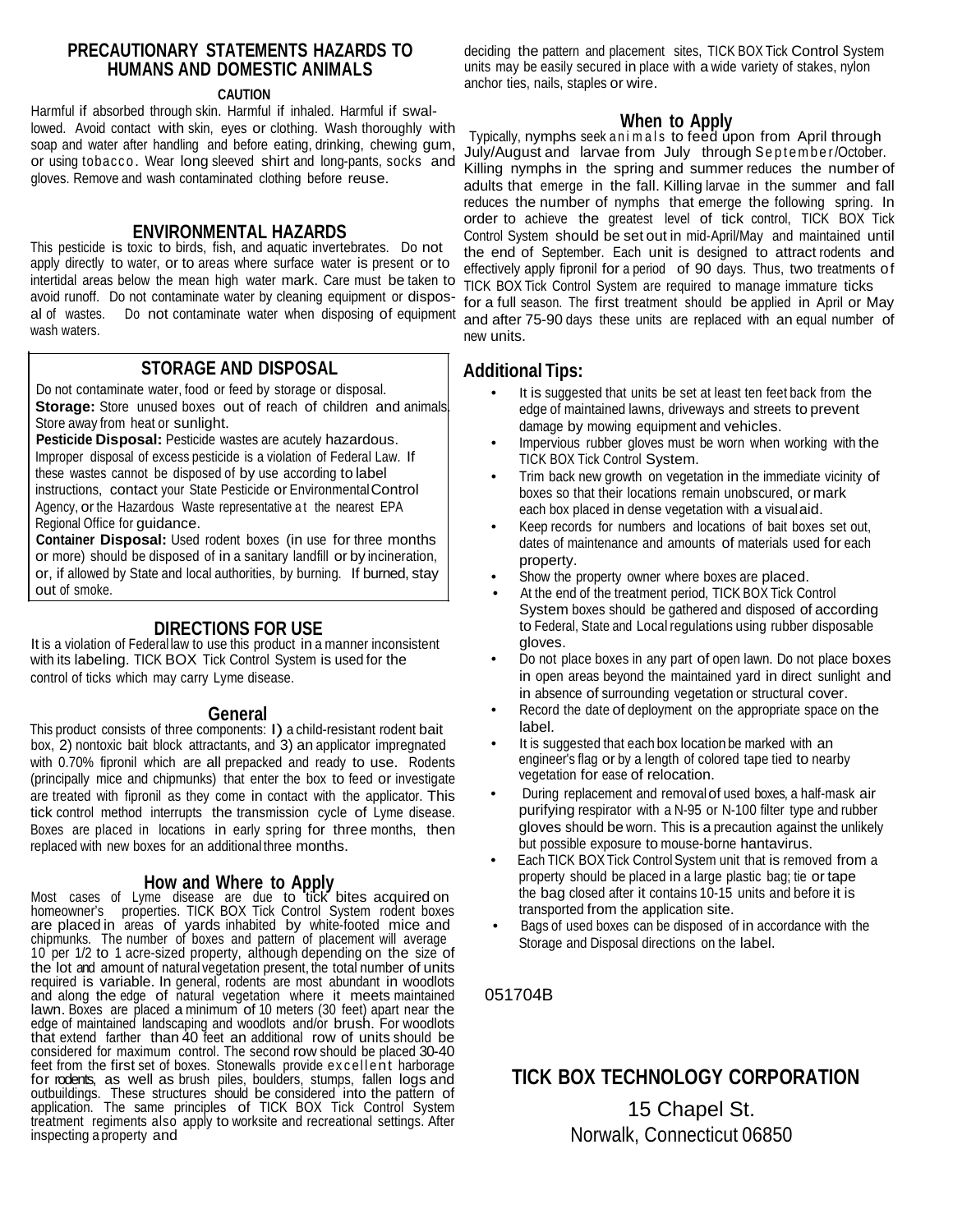## PRECAUTIONARY STATEMENTS HAZARDS TO HUMANS AND DOMESTIC ANIMALS

**CAUTION**

Harmful if absorbed through skin. Harmful if inhaled. Harmful if swallowed. Avoid contact with skin, eyes or clothing. Wash thoroughly with soap and water after handling and before eating, drinking, chewing gum, or using tobacco. Wear long sleeved shirt and long-pants, socks and gloves. Remove and wash contaminated clothing before reuse.

## ENVIRONMENTAL HAZARDS

This pesticide is toxic to birds, fish, and aquatic invertebrates. Do not apply directly to water, or to areas where surface water is present or to intertidal areas below the mean high water mark. Care must be taken to avoid runoff. Do not contaminate water by cleaning equipment or disposal of wastes. Do not contaminate water when disposing of equipment wash waters.

## STORAGE AND DISPOSAL

Do not contaminate water, food or feed by storage or disposal.

**Storage:** Store unused boxes out of reach of children and animals. Store away from heat or sunlight.

**Pesticide Disposal:** Pesticide wastes are acutely hazardous. Improper disposal of excess pesticide is a violation of Federal Law. If these wastes cannot be disposed of by use according to label instructions, contact your State Pesticide or Environmental Control Agency, or the Hazardous Waste representative at the nearest EPA Regional Office for guidance.

**Container Disposal:** Used rodent boxes (in use for three months or more) should be disposed of in a sanitary landfill or by incineration, or, if allowed by State and local authorities, by burning. If burned, stay out of smoke.

## DIRECTIONS FOR USE

It is a violation of Federal law to use this product in a manner inconsistent with its labeling. TICK BOX Tick Control System is used for the control of ticks which may carry Lyme disease.

### General

This product consists of three components: 1) a child-resistant rodent bait box, 2) nontoxic bait block attractants, and 3) an applicator impregnated with 0.70% fipronil which are all prepacked and ready to use. Rodents (principally mice and chipmunks) that enter the box to feed or investigate are treated with fipronil as they come in contact with the applicator. This tick control method interrupts the transmission cycle of Lyme disease. Boxes are placed in locations in early spring for three months, then replaced with new boxes for an additional three months.

### How and Where to Apply

Most cases of Lyme disease are due to tick bites acquired on homeowner's properties. TICK BOX Tick Control System rodent boxes are placed in areas of yards inhabited by white-footed mice and chipmunks. The number of boxes and pattern of placement will average 10 per 1/2 to 1 acre-sized property, although depending on the size of the lot and amount of natural vegetation present, the total number of units required is variable. In general, rodents are most abundant in woodlots and along the edge of natural vegetation where it meets maintained lawn. Boxes are placed a minimum of 10 meters (30 feet) apart near the edge of maintained landscaping and woodlots and/or brush. For woodlots that extend farther than 40 feet an additional row of units should be considered for maximum control. The second row should be placed 30-40 feet from the first set of boxes. Stonewalls provide excellent harborage for rodents, as well as brush piles, boulders, stumps, fallen logs and outbuildings. These structures should be considered into the pattern of application. The same principles of TICK BOX Tick Control System treatment regiments also apply to worksite and recreational settings. After inspecting a property and deciding the pattern and placement sites, TICK BOX Tick Control System units may be easily secured in place with a wide variety of stakes, nylon anchor ties, nails, staples or wire.

### When to Apply

Typically, nymphs seek animals to feed upon from April through July/August and larvae from July through September/October. Killing nymphs in the spring and summer reduces the number of adults that emerge in the fall. Killing larvae in the summer and fall reduces the number of nymphs that emerge the following spring. In order to achieve the greatest level of tick control, TICK BOX Tick Control System should be set out in mid-April/May and maintained until the end of September. Each unit is designed to attract rodents and effectively apply fipronil for a period of 90 days. Thus, two treatments of TICK BOX Tick Control System are required to manage immature ticks for a full season. The first treatment should be applied in April or May and after 75-90 days these units are replaced with an equal number of new units.

### Additional Tips:

- It is suggested that units be set at least ten feet back from the edge of maintained lawns, driveways and streets to prevent damage by mowing equipment and vehicles.
- Impervious rubber gloves must be worn when working with the TICK BOX Tick Control System.
- Trim back new growth on vegetation in the immediate vicinity of boxes so that their locations remain unobscured, or mark each box placed in dense vegetation with a visual aid.
- Keep records for numbers and locations of bait boxes set out, dates of maintenance and amounts of materials used for each property.
- Show the property owner where boxes are placed.
- At the end of the treatment period, TICK BOX Tick Control System boxes should be gathered and disposed of according to Federal, State and Local regulations using rubber disposable gloves.
- Do not place boxes in any part of open lawn. Do not place boxes in open areas beyond the maintained yard in direct sunlight and in absence of surrounding vegetation or structural cover.
- Record the date of deployment on the appropriate space on the label.
- It is suggested that each box location be marked with an engineer's flag or by a length of colored tape tied to nearby vegetation for ease of relocation.
- During replacement and removal of used boxes, a half-mask air purifying respirator with a N-95 or N-100 filter type and rubber gloves should be worn. This is a precaution against the unlikely but possible exposure to mouse-borne hantavirus.
- Each TICK BOX Tick Control System unit that is removed from a property should be placed in a large plastic bag; tie or tape the bag closed after it contains 10-15 units and before it is transported from the application site.
- Bags of used boxes can be disposed of in accordance with the Storage and Disposal directions on the label.

051704B

**TICK BOX TECHNOLOGY CORPORATION**

15 Chapel St.
Norwalk, Connecticut 06850